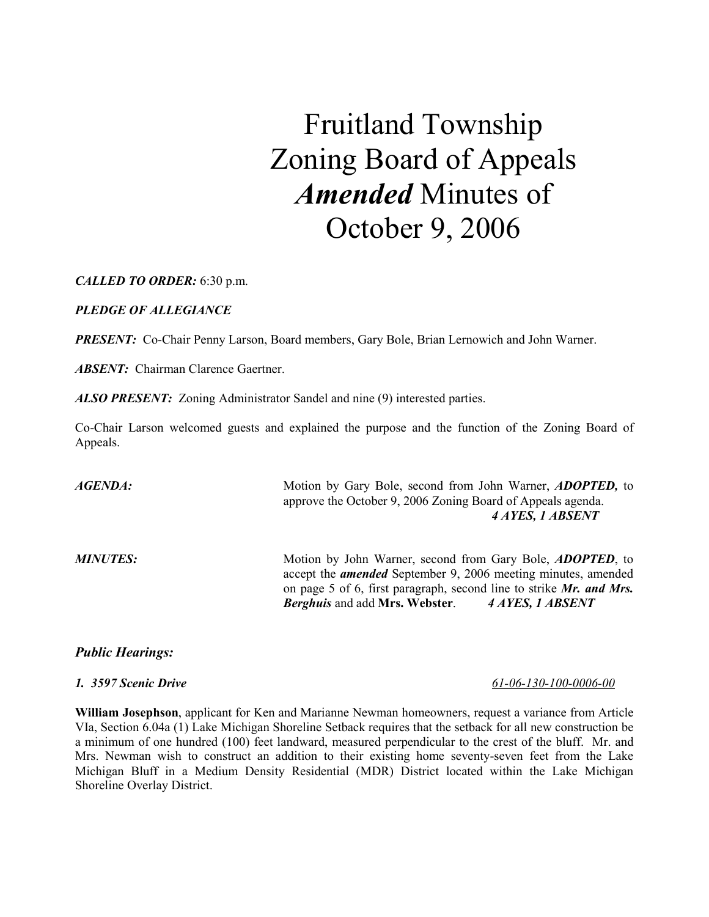# Fruitland Township Zoning Board of Appeals *Amended* Minutes of October 9, 2006

***CALLED TO ORDER:*** 6:30 p.m.

***PLEDGE OF ALLEGIANCE***

***PRESENT:*** Co-Chair Penny Larson, Board members, Gary Bole, Brian Lernowich and John Warner.

***ABSENT:*** Chairman Clarence Gaertner.

***ALSO PRESENT:*** Zoning Administrator Sandel and nine (9) interested parties.

Co-Chair Larson welcomed guests and explained the purpose and the function of the Zoning Board of Appeals.

***AGENDA:*** Motion by Gary Bole, second from John Warner, ***ADOPTED,*** to approve the October 9, 2006 Zoning Board of Appeals agenda.
***4 AYES, 1 ABSENT***

***MINUTES:*** Motion by John Warner, second from Gary Bole, ***ADOPTED***, to accept the ***amended*** September 9, 2006 meeting minutes, amended on page 5 of 6, first paragraph, second line to strike ***Mr. and Mrs. Berghuis*** and add **Mrs. Webster**. ***4 AYES, 1 ABSENT***

***Public Hearings:***

***1. 3597 Scenic Drive*** *61-06-130-100-0006-00*

**William Josephson**, applicant for Ken and Marianne Newman homeowners, request a variance from Article VIa, Section 6.04a (1) Lake Michigan Shoreline Setback requires that the setback for all new construction be a minimum of one hundred (100) feet landward, measured perpendicular to the crest of the bluff. Mr. and Mrs. Newman wish to construct an addition to their existing home seventy-seven feet from the Lake Michigan Bluff in a Medium Density Residential (MDR) District located within the Lake Michigan Shoreline Overlay District.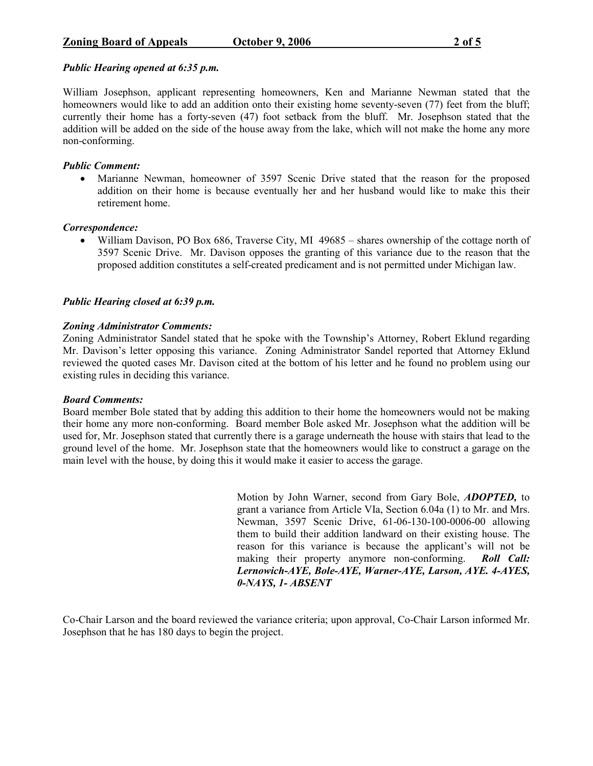***Public Hearing opened at 6:35 p.m.***

William Josephson, applicant representing homeowners, Ken and Marianne Newman stated that the homeowners would like to add an addition onto their existing home seventy-seven (77) feet from the bluff; currently their home has a forty-seven (47) foot setback from the bluff. Mr. Josephson stated that the addition will be added on the side of the house away from the lake, which will not make the home any more non-conforming.

***Public Comment:***

- Marianne Newman, homeowner of 3597 Scenic Drive stated that the reason for the proposed addition on their home is because eventually her and her husband would like to make this their retirement home.

***Correspondence:***

- William Davison, PO Box 686, Traverse City, MI 49685 – shares ownership of the cottage north of 3597 Scenic Drive. Mr. Davison opposes the granting of this variance due to the reason that the proposed addition constitutes a self-created predicament and is not permitted under Michigan law.

***Public Hearing closed at 6:39 p.m.***

***Zoning Administrator Comments:***

Zoning Administrator Sandel stated that he spoke with the Township's Attorney, Robert Eklund regarding Mr. Davison's letter opposing this variance. Zoning Administrator Sandel reported that Attorney Eklund reviewed the quoted cases Mr. Davison cited at the bottom of his letter and he found no problem using our existing rules in deciding this variance.

***Board Comments:***

Board member Bole stated that by adding this addition to their home the homeowners would not be making their home any more non-conforming. Board member Bole asked Mr. Josephson what the addition will be used for, Mr. Josephson stated that currently there is a garage underneath the house with stairs that lead to the ground level of the home. Mr. Josephson state that the homeowners would like to construct a garage on the main level with the house, by doing this it would make it easier to access the garage.

Motion by John Warner, second from Gary Bole, ***ADOPTED,*** to grant a variance from Article VIa, Section 6.04a (1) to Mr. and Mrs. Newman, 3597 Scenic Drive, 61-06-130-100-0006-00 allowing them to build their addition landward on their existing house. The reason for this variance is because the applicant's will not be making their property anymore non-conforming. ***Roll Call: Lernowich-AYE, Bole-AYE, Warner-AYE, Larson, AYE. 4-AYES, 0-NAYS, 1- ABSENT***

Co-Chair Larson and the board reviewed the variance criteria; upon approval, Co-Chair Larson informed Mr. Josephson that he has 180 days to begin the project.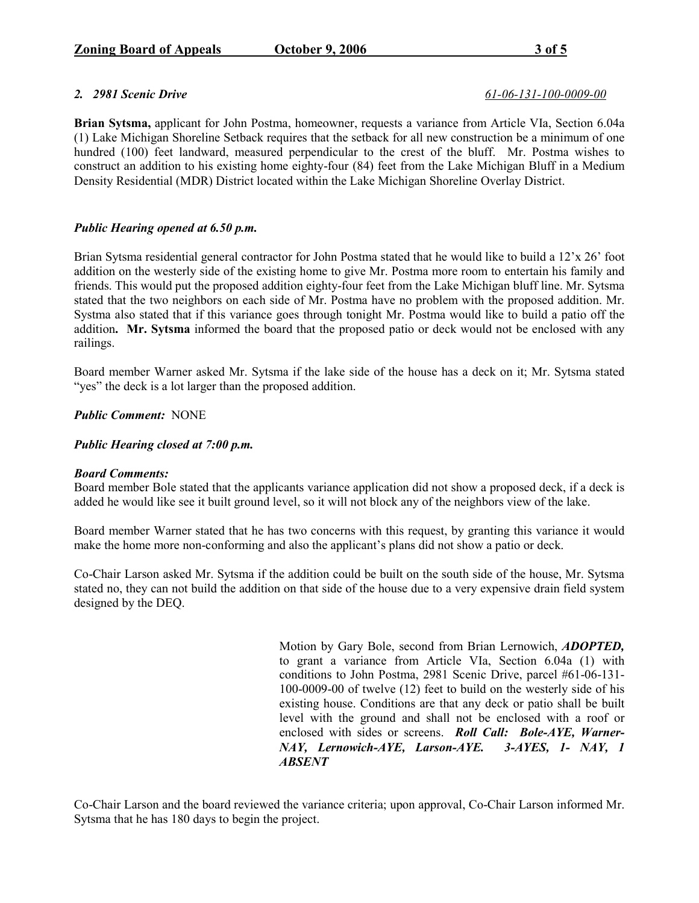***2. 2981 Scenic Drive*** *61-06-131-100-0009-00*

**Brian Sytsma,** applicant for John Postma, homeowner, requests a variance from Article VIa, Section 6.04a (1) Lake Michigan Shoreline Setback requires that the setback for all new construction be a minimum of one hundred (100) feet landward, measured perpendicular to the crest of the bluff. Mr. Postma wishes to construct an addition to his existing home eighty-four (84) feet from the Lake Michigan Bluff in a Medium Density Residential (MDR) District located within the Lake Michigan Shoreline Overlay District.

***Public Hearing opened at 6.50 p.m.***

Brian Sytsma residential general contractor for John Postma stated that he would like to build a 12'x 26' foot addition on the westerly side of the existing home to give Mr. Postma more room to entertain his family and friends. This would put the proposed addition eighty-four feet from the Lake Michigan bluff line. Mr. Sytsma stated that the two neighbors on each side of Mr. Postma have no problem with the proposed addition. Mr. Systma also stated that if this variance goes through tonight Mr. Postma would like to build a patio off the addition**.** **Mr. Sytsma** informed the board that the proposed patio or deck would not be enclosed with any railings.

Board member Warner asked Mr. Sytsma if the lake side of the house has a deck on it; Mr. Sytsma stated "yes" the deck is a lot larger than the proposed addition.

***Public Comment:*** NONE

***Public Hearing closed at 7:00 p.m.***

***Board Comments:***
Board member Bole stated that the applicants variance application did not show a proposed deck, if a deck is added he would like see it built ground level, so it will not block any of the neighbors view of the lake.

Board member Warner stated that he has two concerns with this request, by granting this variance it would make the home more non-conforming and also the applicant's plans did not show a patio or deck.

Co-Chair Larson asked Mr. Sytsma if the addition could be built on the south side of the house, Mr. Sytsma stated no, they can not build the addition on that side of the house due to a very expensive drain field system designed by the DEQ.

Motion by Gary Bole, second from Brian Lernowich, ***ADOPTED,*** to grant a variance from Article VIa, Section 6.04a (1) with conditions to John Postma, 2981 Scenic Drive, parcel #61-06-131-100-0009-00 of twelve (12) feet to build on the westerly side of his existing house. Conditions are that any deck or patio shall be built level with the ground and shall not be enclosed with a roof or enclosed with sides or screens. ***Roll Call: Bole-AYE, Warner-NAY, Lernowich-AYE, Larson-AYE. 3-AYES, 1- NAY, 1 ABSENT***

Co-Chair Larson and the board reviewed the variance criteria; upon approval, Co-Chair Larson informed Mr. Sytsma that he has 180 days to begin the project.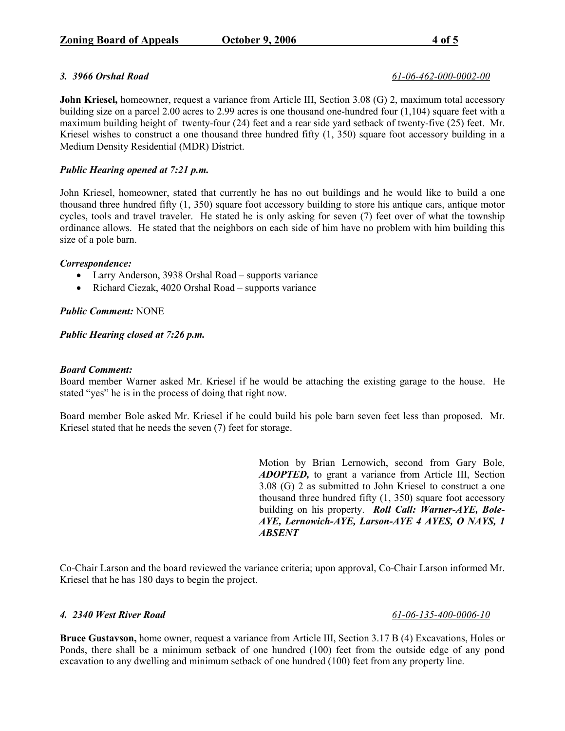***3. 3966 Orshal Road*** ***61-06-462-000-0002-00***

**John Kriesel,** homeowner, request a variance from Article III, Section 3.08 (G) 2, maximum total accessory building size on a parcel 2.00 acres to 2.99 acres is one thousand one-hundred four (1,104) square feet with a maximum building height of twenty-four (24) feet and a rear side yard setback of twenty-five (25) feet. Mr. Kriesel wishes to construct a one thousand three hundred fifty (1, 350) square foot accessory building in a Medium Density Residential (MDR) District.

***Public Hearing opened at 7:21 p.m.***

John Kriesel, homeowner, stated that currently he has no out buildings and he would like to build a one thousand three hundred fifty (1, 350) square foot accessory building to store his antique cars, antique motor cycles, tools and travel traveler. He stated he is only asking for seven (7) feet over of what the township ordinance allows. He stated that the neighbors on each side of him have no problem with him building this size of a pole barn.

***Correspondence:***

- Larry Anderson, 3938 Orshal Road – supports variance
- Richard Ciezak, 4020 Orshal Road – supports variance

***Public Comment:*** NONE

***Public Hearing closed at 7:26 p.m.***

***Board Comment:***
Board member Warner asked Mr. Kriesel if he would be attaching the existing garage to the house. He stated "yes" he is in the process of doing that right now.

Board member Bole asked Mr. Kriesel if he could build his pole barn seven feet less than proposed. Mr. Kriesel stated that he needs the seven (7) feet for storage.

Motion by Brian Lernowich, second from Gary Bole, ***ADOPTED,*** to grant a variance from Article III, Section 3.08 (G) 2 as submitted to John Kriesel to construct a one thousand three hundred fifty (1, 350) square foot accessory building on his property. ***Roll Call: Warner-AYE, Bole-AYE, Lernowich-AYE, Larson-AYE 4 AYES, O NAYS, 1 ABSENT***

Co-Chair Larson and the board reviewed the variance criteria; upon approval, Co-Chair Larson informed Mr. Kriesel that he has 180 days to begin the project.

***4. 2340 West River Road*** ***61-06-135-400-0006-10***

**Bruce Gustavson,** home owner, request a variance from Article III, Section 3.17 B (4) Excavations, Holes or Ponds, there shall be a minimum setback of one hundred (100) feet from the outside edge of any pond excavation to any dwelling and minimum setback of one hundred (100) feet from any property line.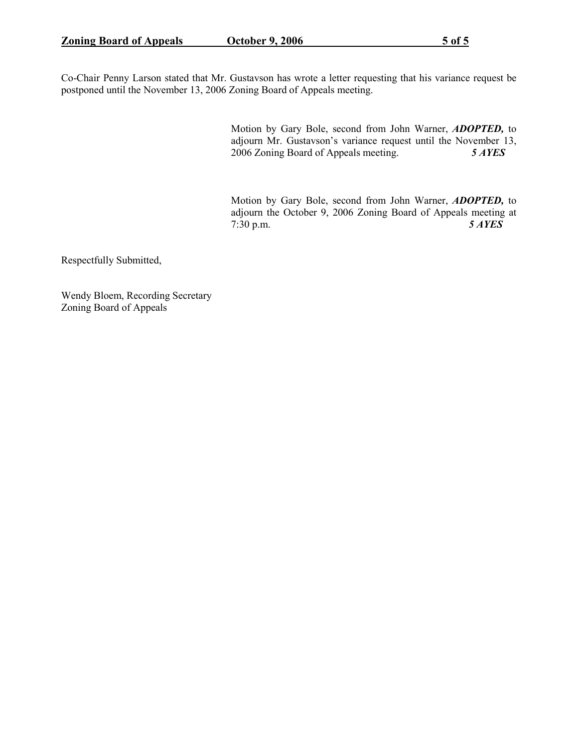Co-Chair Penny Larson stated that Mr. Gustavson has wrote a letter requesting that his variance request be postponed until the November 13, 2006 Zoning Board of Appeals meeting.

Motion by Gary Bole, second from John Warner, ***ADOPTED,*** to adjourn Mr. Gustavson's variance request until the November 13, 2006 Zoning Board of Appeals meeting. ***5 AYES***

Motion by Gary Bole, second from John Warner, ***ADOPTED,*** to adjourn the October 9, 2006 Zoning Board of Appeals meeting at 7:30 p.m. ***5 AYES***

Respectfully Submitted,

Wendy Bloem, Recording Secretary
Zoning Board of Appeals